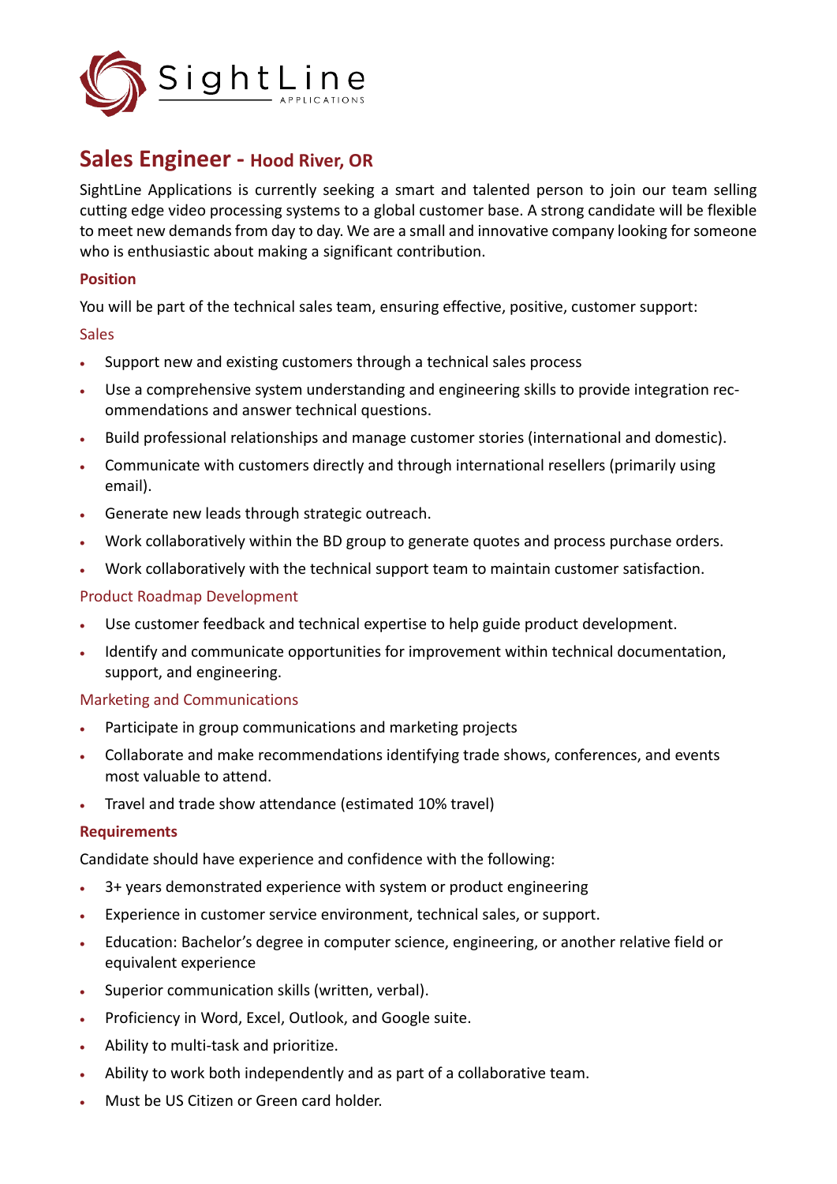# Sales Engineer - Hood River, OR

SightLine Applications is currently seeking a smart and talented person to join our team selling cutting edge video processing systems to a global customer base. A strong candidate will be flexible to meet new demands from day to day. We are a small and innovative company looking for someone who is enthusiastic about making a significant contribution.

## Position

You will be part of the technical sales team, ensuring effective, positive, customer support:

### Sales

- Support new and existing customers through a technical sales process
- Use a comprehensive system understanding and engineering skills to provide integration recommendations and answer technical questions.
- Build professional relationships and manage customer stories (international and domestic).
- Communicate with customers directly and through international resellers (primarily using email).
- Generate new leads through strategic outreach.
- Work collaboratively within the BD group to generate quotes and process purchase orders.
- Work collaboratively with the technical support team to maintain customer satisfaction.

### Product Roadmap Development

- Use customer feedback and technical expertise to help guide product development.
- Identify and communicate opportunities for improvement within technical documentation, support, and engineering.

### Marketing and Communications

- Participate in group communications and marketing projects
- Collaborate and make recommendations identifying trade shows, conferences, and events most valuable to attend.
- Travel and trade show attendance (estimated 10% travel)

## Requirements

Candidate should have experience and confidence with the following:

- 3+ years demonstrated experience with system or product engineering
- Experience in customer service environment, technical sales, or support.
- Education: Bachelor's degree in computer science, engineering, or another relative field or equivalent experience
- Superior communication skills (written, verbal).
- Proficiency in Word, Excel, Outlook, and Google suite.
- Ability to multi-task and prioritize.
- Ability to work both independently and as part of a collaborative team.
- Must be US Citizen or Green card holder.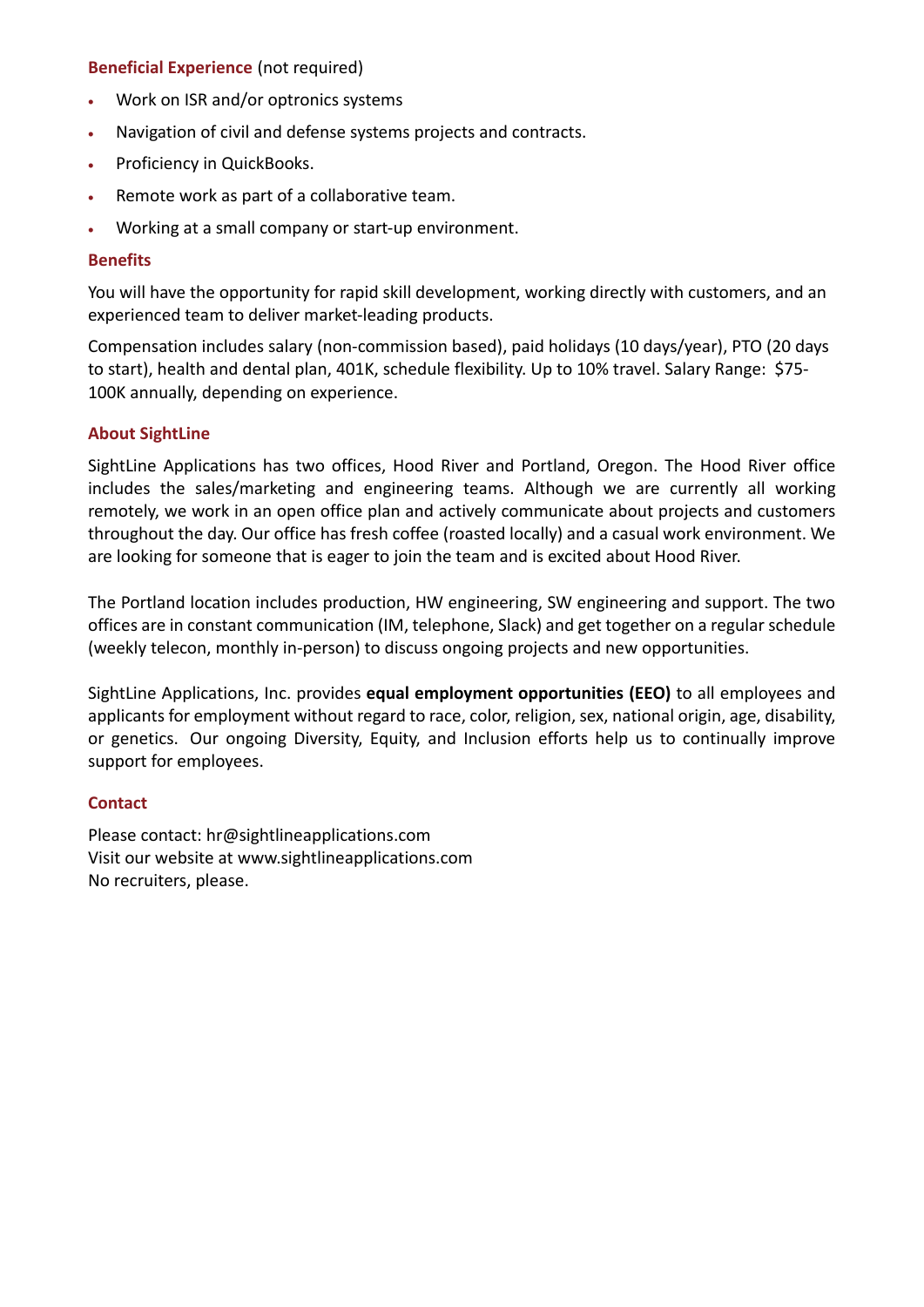**Beneficial Experience** (not required)

- Work on ISR and/or optronics systems
- Navigation of civil and defense systems projects and contracts.
- Proficiency in QuickBooks.
- Remote work as part of a collaborative team.
- Working at a small company or start-up environment.

**Benefits**

You will have the opportunity for rapid skill development, working directly with customers, and an experienced team to deliver market-leading products.

Compensation includes salary (non-commission based), paid holidays (10 days/year), PTO (20 days to start), health and dental plan, 401K, schedule flexibility. Up to 10% travel. Salary Range: $75-100K annually, depending on experience.

**About SightLine**

SightLine Applications has two offices, Hood River and Portland, Oregon. The Hood River office includes the sales/marketing and engineering teams. Although we are currently all working remotely, we work in an open office plan and actively communicate about projects and customers throughout the day. Our office has fresh coffee (roasted locally) and a casual work environment. We are looking for someone that is eager to join the team and is excited about Hood River.

The Portland location includes production, HW engineering, SW engineering and support. The two offices are in constant communication (IM, telephone, Slack) and get together on a regular schedule (weekly telecon, monthly in-person) to discuss ongoing projects and new opportunities.

SightLine Applications, Inc. provides **equal employment opportunities (EEO)** to all employees and applicants for employment without regard to race, color, religion, sex, national origin, age, disability, or genetics. Our ongoing Diversity, Equity, and Inclusion efforts help us to continually improve support for employees.

**Contact**

Please contact: hr@sightlineapplications.com
Visit our website at www.sightlineapplications.com
No recruiters, please.